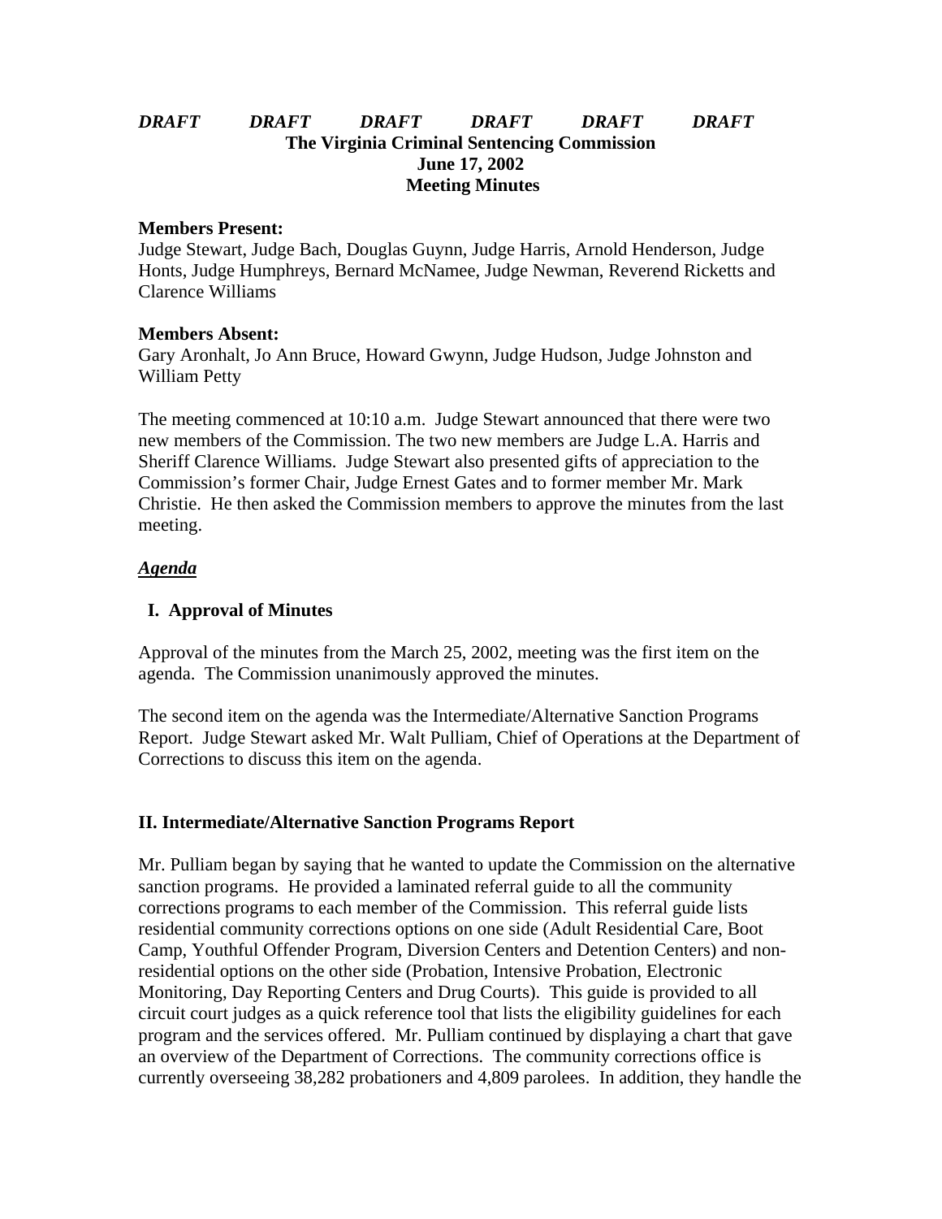***DRAFT DRAFT DRAFT DRAFT DRAFT DRAFT***

# The Virginia Criminal Sentencing Commission
## June 17, 2002
## Meeting Minutes

**Members Present:**
Judge Stewart, Judge Bach, Douglas Guynn, Judge Harris, Arnold Henderson, Judge Honts, Judge Humphreys, Bernard McNamee, Judge Newman, Reverend Ricketts and Clarence Williams

**Members Absent:**
Gary Aronhalt, Jo Ann Bruce, Howard Gwynn, Judge Hudson, Judge Johnston and William Petty

The meeting commenced at 10:10 a.m. Judge Stewart announced that there were two new members of the Commission. The two new members are Judge L.A. Harris and Sheriff Clarence Williams. Judge Stewart also presented gifts of appreciation to the Commission's former Chair, Judge Ernest Gates and to former member Mr. Mark Christie. He then asked the Commission members to approve the minutes from the last meeting.

***<u>Agenda</u>***

### I. Approval of Minutes

Approval of the minutes from the March 25, 2002, meeting was the first item on the agenda. The Commission unanimously approved the minutes.

The second item on the agenda was the Intermediate/Alternative Sanction Programs Report. Judge Stewart asked Mr. Walt Pulliam, Chief of Operations at the Department of Corrections to discuss this item on the agenda.

### II. Intermediate/Alternative Sanction Programs Report

Mr. Pulliam began by saying that he wanted to update the Commission on the alternative sanction programs. He provided a laminated referral guide to all the community corrections programs to each member of the Commission. This referral guide lists residential community corrections options on one side (Adult Residential Care, Boot Camp, Youthful Offender Program, Diversion Centers and Detention Centers) and non-residential options on the other side (Probation, Intensive Probation, Electronic Monitoring, Day Reporting Centers and Drug Courts). This guide is provided to all circuit court judges as a quick reference tool that lists the eligibility guidelines for each program and the services offered. Mr. Pulliam continued by displaying a chart that gave an overview of the Department of Corrections. The community corrections office is currently overseeing 38,282 probationers and 4,809 parolees. In addition, they handle the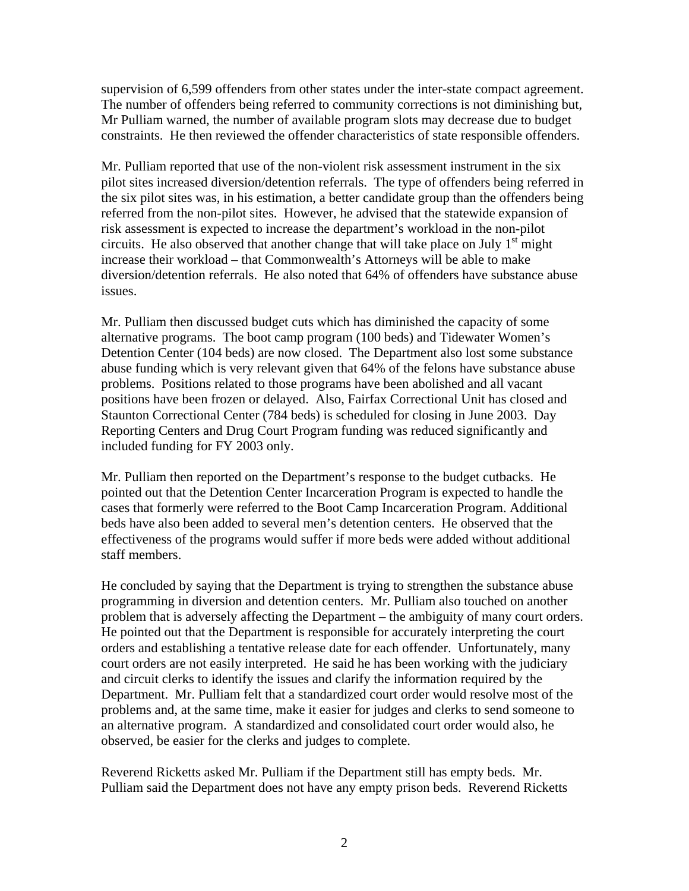supervision of 6,599 offenders from other states under the inter-state compact agreement. The number of offenders being referred to community corrections is not diminishing but, Mr Pulliam warned, the number of available program slots may decrease due to budget constraints. He then reviewed the offender characteristics of state responsible offenders.

Mr. Pulliam reported that use of the non-violent risk assessment instrument in the six pilot sites increased diversion/detention referrals. The type of offenders being referred in the six pilot sites was, in his estimation, a better candidate group than the offenders being referred from the non-pilot sites. However, he advised that the statewide expansion of risk assessment is expected to increase the department's workload in the non-pilot circuits. He also observed that another change that will take place on July 1st might increase their workload – that Commonwealth's Attorneys will be able to make diversion/detention referrals. He also noted that 64% of offenders have substance abuse issues.

Mr. Pulliam then discussed budget cuts which has diminished the capacity of some alternative programs. The boot camp program (100 beds) and Tidewater Women's Detention Center (104 beds) are now closed. The Department also lost some substance abuse funding which is very relevant given that 64% of the felons have substance abuse problems. Positions related to those programs have been abolished and all vacant positions have been frozen or delayed. Also, Fairfax Correctional Unit has closed and Staunton Correctional Center (784 beds) is scheduled for closing in June 2003. Day Reporting Centers and Drug Court Program funding was reduced significantly and included funding for FY 2003 only.

Mr. Pulliam then reported on the Department's response to the budget cutbacks. He pointed out that the Detention Center Incarceration Program is expected to handle the cases that formerly were referred to the Boot Camp Incarceration Program. Additional beds have also been added to several men's detention centers. He observed that the effectiveness of the programs would suffer if more beds were added without additional staff members.

He concluded by saying that the Department is trying to strengthen the substance abuse programming in diversion and detention centers. Mr. Pulliam also touched on another problem that is adversely affecting the Department – the ambiguity of many court orders. He pointed out that the Department is responsible for accurately interpreting the court orders and establishing a tentative release date for each offender. Unfortunately, many court orders are not easily interpreted. He said he has been working with the judiciary and circuit clerks to identify the issues and clarify the information required by the Department. Mr. Pulliam felt that a standardized court order would resolve most of the problems and, at the same time, make it easier for judges and clerks to send someone to an alternative program. A standardized and consolidated court order would also, he observed, be easier for the clerks and judges to complete.

Reverend Ricketts asked Mr. Pulliam if the Department still has empty beds. Mr. Pulliam said the Department does not have any empty prison beds. Reverend Ricketts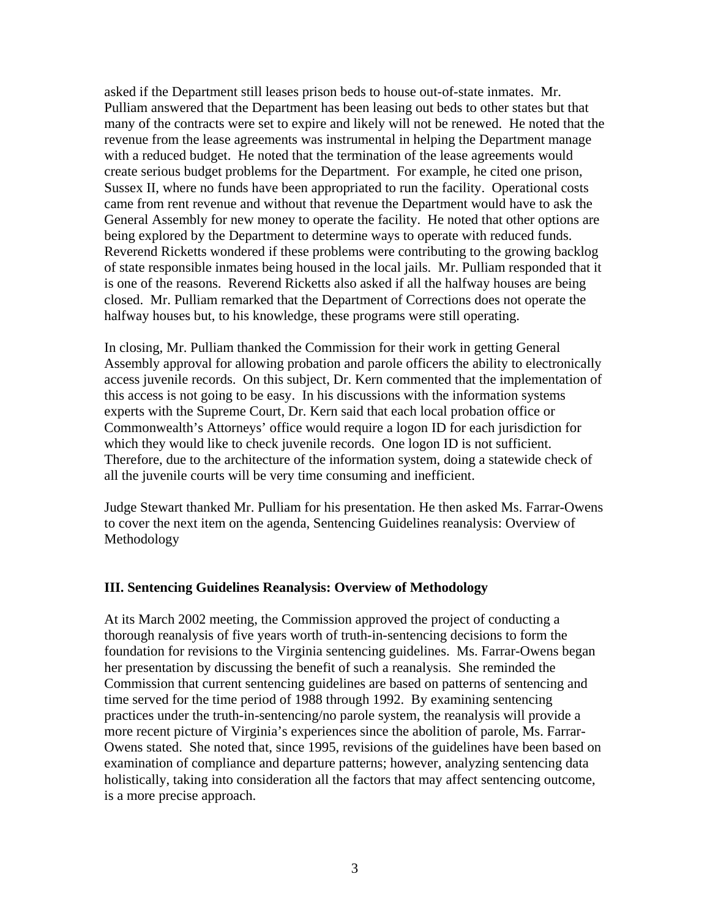asked if the Department still leases prison beds to house out-of-state inmates. Mr. Pulliam answered that the Department has been leasing out beds to other states but that many of the contracts were set to expire and likely will not be renewed. He noted that the revenue from the lease agreements was instrumental in helping the Department manage with a reduced budget. He noted that the termination of the lease agreements would create serious budget problems for the Department. For example, he cited one prison, Sussex II, where no funds have been appropriated to run the facility. Operational costs came from rent revenue and without that revenue the Department would have to ask the General Assembly for new money to operate the facility. He noted that other options are being explored by the Department to determine ways to operate with reduced funds. Reverend Ricketts wondered if these problems were contributing to the growing backlog of state responsible inmates being housed in the local jails. Mr. Pulliam responded that it is one of the reasons. Reverend Ricketts also asked if all the halfway houses are being closed. Mr. Pulliam remarked that the Department of Corrections does not operate the halfway houses but, to his knowledge, these programs were still operating.

In closing, Mr. Pulliam thanked the Commission for their work in getting General Assembly approval for allowing probation and parole officers the ability to electronically access juvenile records. On this subject, Dr. Kern commented that the implementation of this access is not going to be easy. In his discussions with the information systems experts with the Supreme Court, Dr. Kern said that each local probation office or Commonwealth's Attorneys' office would require a logon ID for each jurisdiction for which they would like to check juvenile records. One logon ID is not sufficient. Therefore, due to the architecture of the information system, doing a statewide check of all the juvenile courts will be very time consuming and inefficient.

Judge Stewart thanked Mr. Pulliam for his presentation. He then asked Ms. Farrar-Owens to cover the next item on the agenda, Sentencing Guidelines reanalysis: Overview of Methodology

**III. Sentencing Guidelines Reanalysis: Overview of Methodology**

At its March 2002 meeting, the Commission approved the project of conducting a thorough reanalysis of five years worth of truth-in-sentencing decisions to form the foundation for revisions to the Virginia sentencing guidelines. Ms. Farrar-Owens began her presentation by discussing the benefit of such a reanalysis. She reminded the Commission that current sentencing guidelines are based on patterns of sentencing and time served for the time period of 1988 through 1992. By examining sentencing practices under the truth-in-sentencing/no parole system, the reanalysis will provide a more recent picture of Virginia's experiences since the abolition of parole, Ms. Farrar-Owens stated. She noted that, since 1995, revisions of the guidelines have been based on examination of compliance and departure patterns; however, analyzing sentencing data holistically, taking into consideration all the factors that may affect sentencing outcome, is a more precise approach.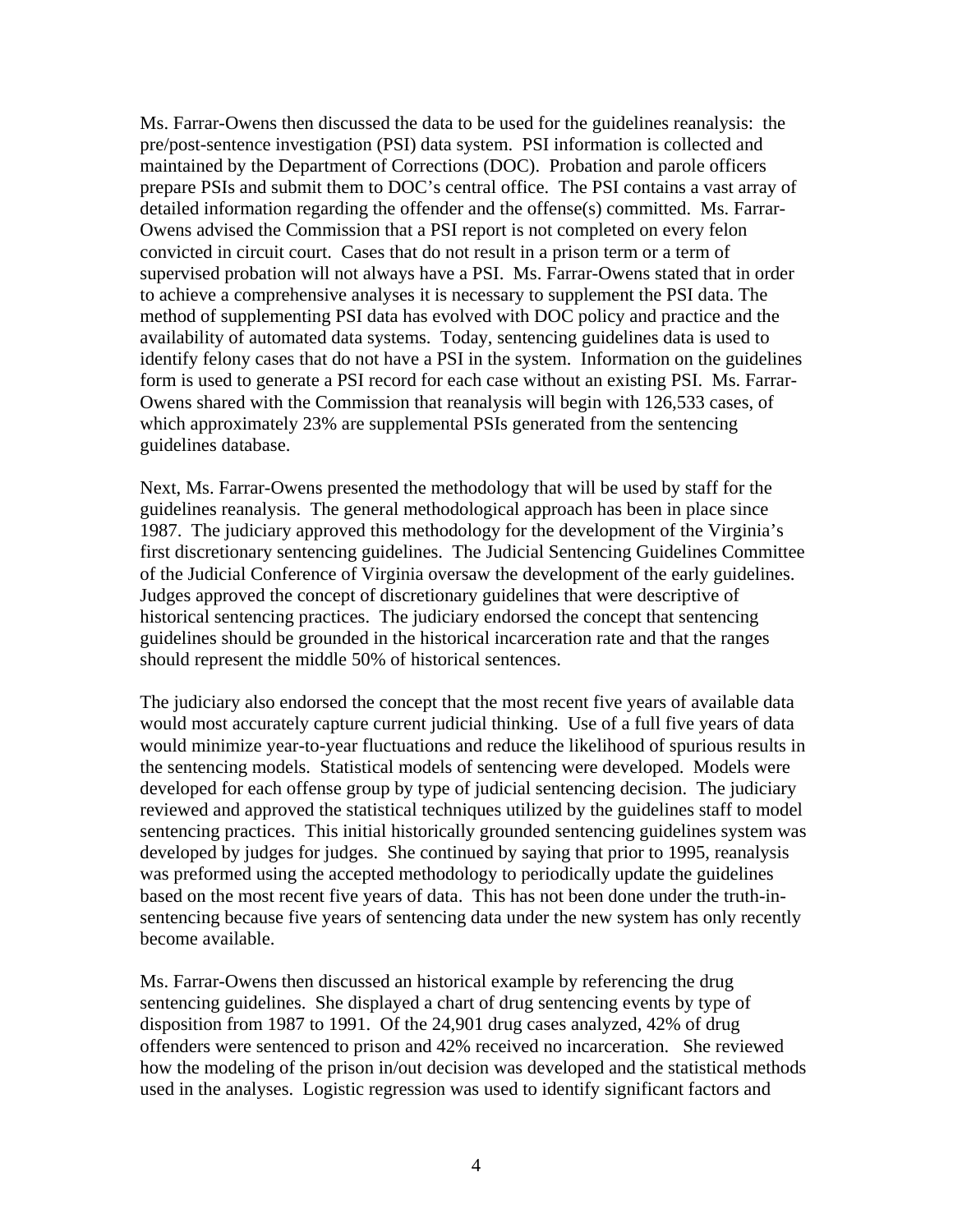Ms. Farrar-Owens then discussed the data to be used for the guidelines reanalysis: the pre/post-sentence investigation (PSI) data system. PSI information is collected and maintained by the Department of Corrections (DOC). Probation and parole officers prepare PSIs and submit them to DOC's central office. The PSI contains a vast array of detailed information regarding the offender and the offense(s) committed. Ms. Farrar-Owens advised the Commission that a PSI report is not completed on every felon convicted in circuit court. Cases that do not result in a prison term or a term of supervised probation will not always have a PSI. Ms. Farrar-Owens stated that in order to achieve a comprehensive analyses it is necessary to supplement the PSI data. The method of supplementing PSI data has evolved with DOC policy and practice and the availability of automated data systems. Today, sentencing guidelines data is used to identify felony cases that do not have a PSI in the system. Information on the guidelines form is used to generate a PSI record for each case without an existing PSI. Ms. Farrar-Owens shared with the Commission that reanalysis will begin with 126,533 cases, of which approximately 23% are supplemental PSIs generated from the sentencing guidelines database.

Next, Ms. Farrar-Owens presented the methodology that will be used by staff for the guidelines reanalysis. The general methodological approach has been in place since 1987. The judiciary approved this methodology for the development of the Virginia's first discretionary sentencing guidelines. The Judicial Sentencing Guidelines Committee of the Judicial Conference of Virginia oversaw the development of the early guidelines. Judges approved the concept of discretionary guidelines that were descriptive of historical sentencing practices. The judiciary endorsed the concept that sentencing guidelines should be grounded in the historical incarceration rate and that the ranges should represent the middle 50% of historical sentences.

The judiciary also endorsed the concept that the most recent five years of available data would most accurately capture current judicial thinking. Use of a full five years of data would minimize year-to-year fluctuations and reduce the likelihood of spurious results in the sentencing models. Statistical models of sentencing were developed. Models were developed for each offense group by type of judicial sentencing decision. The judiciary reviewed and approved the statistical techniques utilized by the guidelines staff to model sentencing practices. This initial historically grounded sentencing guidelines system was developed by judges for judges. She continued by saying that prior to 1995, reanalysis was preformed using the accepted methodology to periodically update the guidelines based on the most recent five years of data. This has not been done under the truth-in-sentencing because five years of sentencing data under the new system has only recently become available.

Ms. Farrar-Owens then discussed an historical example by referencing the drug sentencing guidelines. She displayed a chart of drug sentencing events by type of disposition from 1987 to 1991. Of the 24,901 drug cases analyzed, 42% of drug offenders were sentenced to prison and 42% received no incarceration. She reviewed how the modeling of the prison in/out decision was developed and the statistical methods used in the analyses. Logistic regression was used to identify significant factors and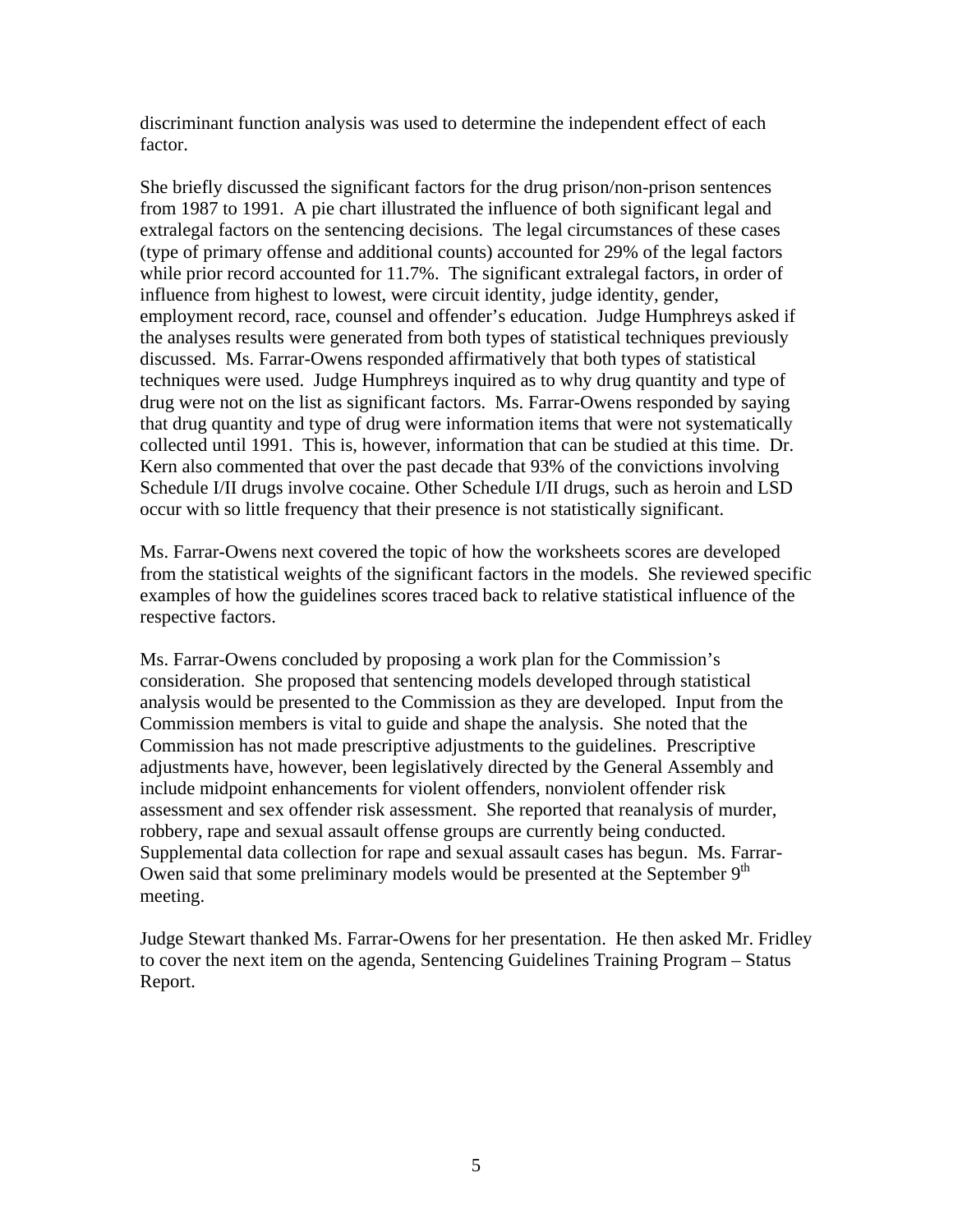discriminant function analysis was used to determine the independent effect of each factor.

She briefly discussed the significant factors for the drug prison/non-prison sentences from 1987 to 1991. A pie chart illustrated the influence of both significant legal and extralegal factors on the sentencing decisions. The legal circumstances of these cases (type of primary offense and additional counts) accounted for 29% of the legal factors while prior record accounted for 11.7%. The significant extralegal factors, in order of influence from highest to lowest, were circuit identity, judge identity, gender, employment record, race, counsel and offender's education. Judge Humphreys asked if the analyses results were generated from both types of statistical techniques previously discussed. Ms. Farrar-Owens responded affirmatively that both types of statistical techniques were used. Judge Humphreys inquired as to why drug quantity and type of drug were not on the list as significant factors. Ms. Farrar-Owens responded by saying that drug quantity and type of drug were information items that were not systematically collected until 1991. This is, however, information that can be studied at this time. Dr. Kern also commented that over the past decade that 93% of the convictions involving Schedule I/II drugs involve cocaine. Other Schedule I/II drugs, such as heroin and LSD occur with so little frequency that their presence is not statistically significant.

Ms. Farrar-Owens next covered the topic of how the worksheets scores are developed from the statistical weights of the significant factors in the models. She reviewed specific examples of how the guidelines scores traced back to relative statistical influence of the respective factors.

Ms. Farrar-Owens concluded by proposing a work plan for the Commission's consideration. She proposed that sentencing models developed through statistical analysis would be presented to the Commission as they are developed. Input from the Commission members is vital to guide and shape the analysis. She noted that the Commission has not made prescriptive adjustments to the guidelines. Prescriptive adjustments have, however, been legislatively directed by the General Assembly and include midpoint enhancements for violent offenders, nonviolent offender risk assessment and sex offender risk assessment. She reported that reanalysis of murder, robbery, rape and sexual assault offense groups are currently being conducted. Supplemental data collection for rape and sexual assault cases has begun. Ms. Farrar-Owen said that some preliminary models would be presented at the September 9th meeting.

Judge Stewart thanked Ms. Farrar-Owens for her presentation. He then asked Mr. Fridley to cover the next item on the agenda, Sentencing Guidelines Training Program – Status Report.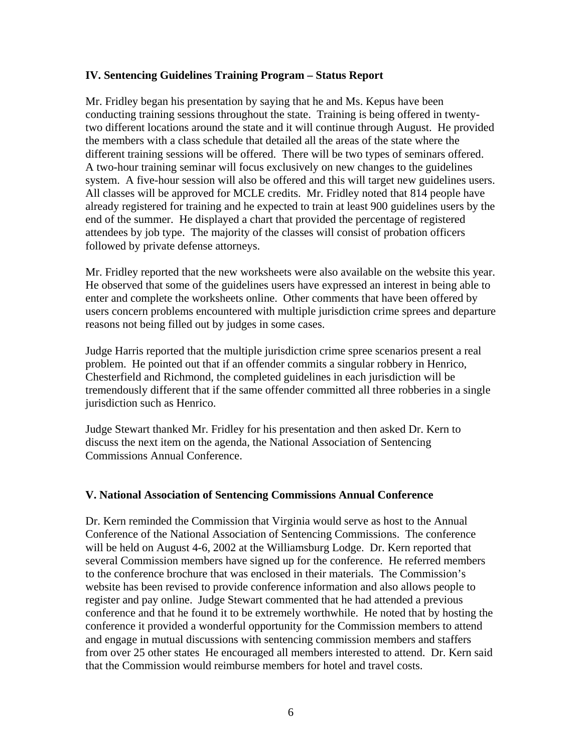### IV. Sentencing Guidelines Training Program – Status Report

Mr. Fridley began his presentation by saying that he and Ms. Kepus have been conducting training sessions throughout the state. Training is being offered in twenty-two different locations around the state and it will continue through August. He provided the members with a class schedule that detailed all the areas of the state where the different training sessions will be offered. There will be two types of seminars offered. A two-hour training seminar will focus exclusively on new changes to the guidelines system. A five-hour session will also be offered and this will target new guidelines users. All classes will be approved for MCLE credits. Mr. Fridley noted that 814 people have already registered for training and he expected to train at least 900 guidelines users by the end of the summer. He displayed a chart that provided the percentage of registered attendees by job type. The majority of the classes will consist of probation officers followed by private defense attorneys.

Mr. Fridley reported that the new worksheets were also available on the website this year. He observed that some of the guidelines users have expressed an interest in being able to enter and complete the worksheets online. Other comments that have been offered by users concern problems encountered with multiple jurisdiction crime sprees and departure reasons not being filled out by judges in some cases.

Judge Harris reported that the multiple jurisdiction crime spree scenarios present a real problem. He pointed out that if an offender commits a singular robbery in Henrico, Chesterfield and Richmond, the completed guidelines in each jurisdiction will be tremendously different that if the same offender committed all three robberies in a single jurisdiction such as Henrico.

Judge Stewart thanked Mr. Fridley for his presentation and then asked Dr. Kern to discuss the next item on the agenda, the National Association of Sentencing Commissions Annual Conference.

### V. National Association of Sentencing Commissions Annual Conference

Dr. Kern reminded the Commission that Virginia would serve as host to the Annual Conference of the National Association of Sentencing Commissions. The conference will be held on August 4-6, 2002 at the Williamsburg Lodge. Dr. Kern reported that several Commission members have signed up for the conference. He referred members to the conference brochure that was enclosed in their materials. The Commission's website has been revised to provide conference information and also allows people to register and pay online. Judge Stewart commented that he had attended a previous conference and that he found it to be extremely worthwhile. He noted that by hosting the conference it provided a wonderful opportunity for the Commission members to attend and engage in mutual discussions with sentencing commission members and staffers from over 25 other states He encouraged all members interested to attend. Dr. Kern said that the Commission would reimburse members for hotel and travel costs.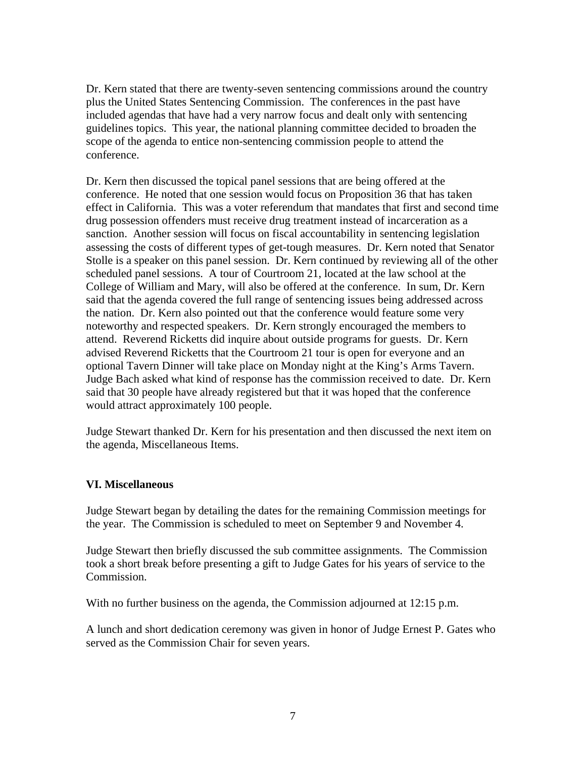Dr. Kern stated that there are twenty-seven sentencing commissions around the country plus the United States Sentencing Commission. The conferences in the past have included agendas that have had a very narrow focus and dealt only with sentencing guidelines topics. This year, the national planning committee decided to broaden the scope of the agenda to entice non-sentencing commission people to attend the conference.

Dr. Kern then discussed the topical panel sessions that are being offered at the conference. He noted that one session would focus on Proposition 36 that has taken effect in California. This was a voter referendum that mandates that first and second time drug possession offenders must receive drug treatment instead of incarceration as a sanction. Another session will focus on fiscal accountability in sentencing legislation assessing the costs of different types of get-tough measures. Dr. Kern noted that Senator Stolle is a speaker on this panel session. Dr. Kern continued by reviewing all of the other scheduled panel sessions. A tour of Courtroom 21, located at the law school at the College of William and Mary, will also be offered at the conference. In sum, Dr. Kern said that the agenda covered the full range of sentencing issues being addressed across the nation. Dr. Kern also pointed out that the conference would feature some very noteworthy and respected speakers. Dr. Kern strongly encouraged the members to attend. Reverend Ricketts did inquire about outside programs for guests. Dr. Kern advised Reverend Ricketts that the Courtroom 21 tour is open for everyone and an optional Tavern Dinner will take place on Monday night at the King's Arms Tavern. Judge Bach asked what kind of response has the commission received to date. Dr. Kern said that 30 people have already registered but that it was hoped that the conference would attract approximately 100 people.

Judge Stewart thanked Dr. Kern for his presentation and then discussed the next item on the agenda, Miscellaneous Items.

## VI. Miscellaneous

Judge Stewart began by detailing the dates for the remaining Commission meetings for the year. The Commission is scheduled to meet on September 9 and November 4.

Judge Stewart then briefly discussed the sub committee assignments. The Commission took a short break before presenting a gift to Judge Gates for his years of service to the Commission.

With no further business on the agenda, the Commission adjourned at 12:15 p.m.

A lunch and short dedication ceremony was given in honor of Judge Ernest P. Gates who served as the Commission Chair for seven years.